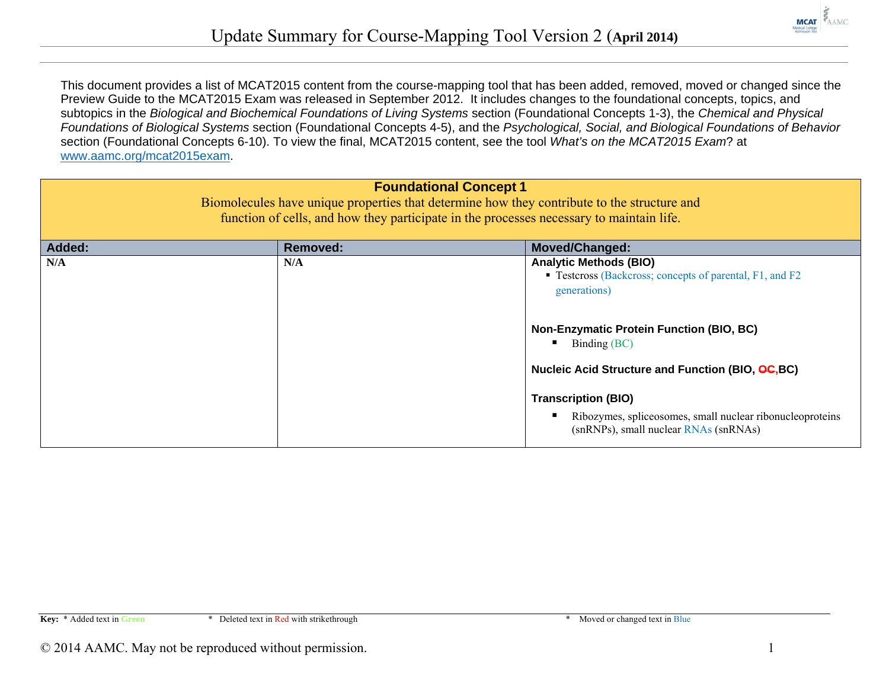# Update Summary for Course-Mapping Tool Version 2 (April 2014)

This document provides a list of MCAT2015 content from the course-mapping tool that has been added, removed, moved or changed since the Preview Guide to the MCAT2015 Exam was released in September 2012. It includes changes to the foundational concepts, topics, and subtopics in the *Biological and Biochemical Foundations of Living Systems* section (Foundational Concepts 1-3), the *Chemical and Physical Foundations of Biological Systems* section (Foundational Concepts 4-5), and the *Psychological, Social, and Biological Foundations of Behavior* section (Foundational Concepts 6-10). To view the final, MCAT2015 content, see the tool *What's on the MCAT2015 Exam*? at www.aamc.org/mcat2015exam.

## Foundational Concept 1

Biomolecules have unique properties that determine how they contribute to the structure and function of cells, and how they participate in the processes necessary to maintain life.

| Added: | Removed: | Moved/Changed: |
|---|---|---|
| N/A | N/A | **Analytic Methods (BIO)**<br>▪ Testcross (Backcross; concepts of parental, F1, and F2 generations)<br><br>**Non-Enzymatic Protein Function (BIO, BC)**<br>▪ Binding (BC)<br><br>**Nucleic Acid Structure and Function (BIO, ~~OC~~,BC)**<br><br>**Transcription (BIO)**<br>▪ Ribozymes, spliceosomes, small nuclear ribonucleoproteins (snRNPs), small nuclear RNAs (snRNAs) |

**Key:** * Added text in Green * Deleted text in Red with strikethrough * Moved or changed text in Blue

© 2014 AAMC. May not be reproduced without permission.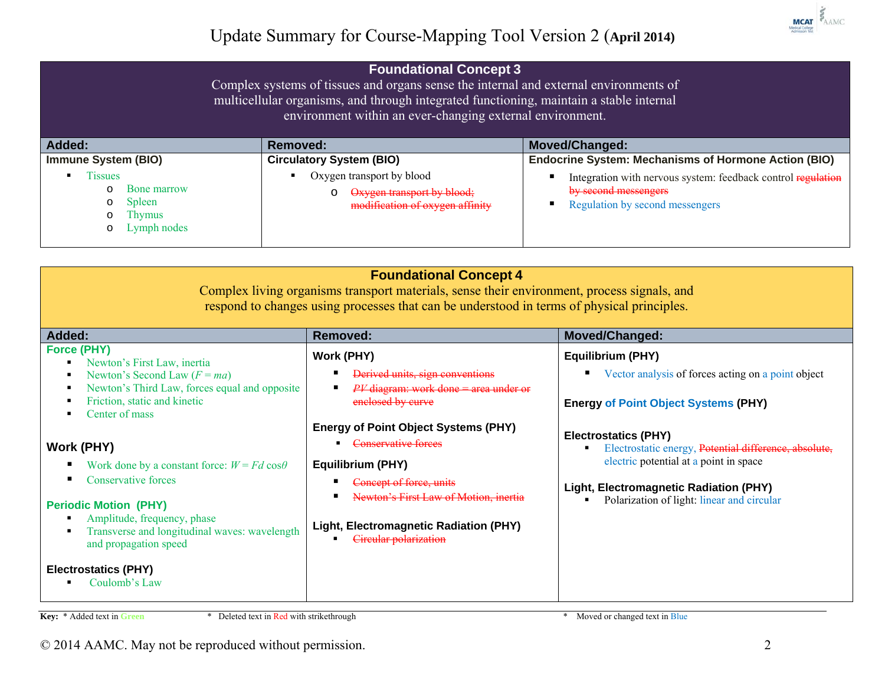# Update Summary for Course-Mapping Tool Version 2 (April 2014)

## Foundational Concept 3

Complex systems of tissues and organs sense the internal and external environments of multicellular organisms, and through integrated functioning, maintain a stable internal environment within an ever-changing external environment.

| Added: | Removed: | Moved/Changed: |
|---|---|---|
| **Immune System (BIO)**<br>▪ Tissues<br>  o Bone marrow<br>  o Spleen<br>  o Thymus<br>  o Lymph nodes | **Circulatory System (BIO)**<br>▪ Oxygen transport by blood<br>  o ~~Oxygen transport by blood; modification of oxygen affinity~~ | **Endocrine System: Mechanisms of Hormone Action (BIO)**<br>▪ Integration with nervous system: feedback control ~~regulation by second messengers~~<br>▪ Regulation by second messengers |

## Foundational Concept 4

Complex living organisms transport materials, sense their environment, process signals, and respond to changes using processes that can be understood in terms of physical principles.

| Added: | Removed: | Moved/Changed: |
|---|---|---|
| **Force (PHY)**<br>▪ Newton's First Law, inertia<br>▪ Newton's Second Law ($F = ma$)<br>▪ Newton's Third Law, forces equal and opposite<br>▪ Friction, static and kinetic<br>▪ Center of mass<br><br>**Work (PHY)**<br>▪ Work done by a constant force: $W = Fd \cos\theta$<br>▪ Conservative forces<br><br>**Periodic Motion (PHY)**<br>▪ Amplitude, frequency, phase<br>▪ Transverse and longitudinal waves: wavelength and propagation speed<br><br>**Electrostatics (PHY)**<br>▪ Coulomb's Law | **Work (PHY)**<br>▪ ~~Derived units, sign conventions~~<br>▪ ~~*PV* diagram: work done = area under or enclosed by curve~~<br><br>**Energy of Point Object Systems (PHY)**<br>▪ ~~Conservative forces~~<br><br>**Equilibrium (PHY)**<br>▪ ~~Concept of force, units~~<br>▪ ~~Newton's First Law of Motion, inertia~~<br><br>**Light, Electromagnetic Radiation (PHY)**<br>▪ ~~Circular polarization~~ | **Equilibrium (PHY)**<br>▪ Vector analysis of forces acting on a point object<br><br>**Energy of Point Object Systems (PHY)**<br><br>**Electrostatics (PHY)**<br>▪ Electrostatic energy, ~~Potential difference, absolute,~~ electric potential at a point in space<br><br>**Light, Electromagnetic Radiation (PHY)**<br>▪ Polarization of light: linear and circular |

**Key:** * Added text in Green  * Deleted text in Red with strikethrough  * Moved or changed text in Blue

© 2014 AAMC. May not be reproduced without permission.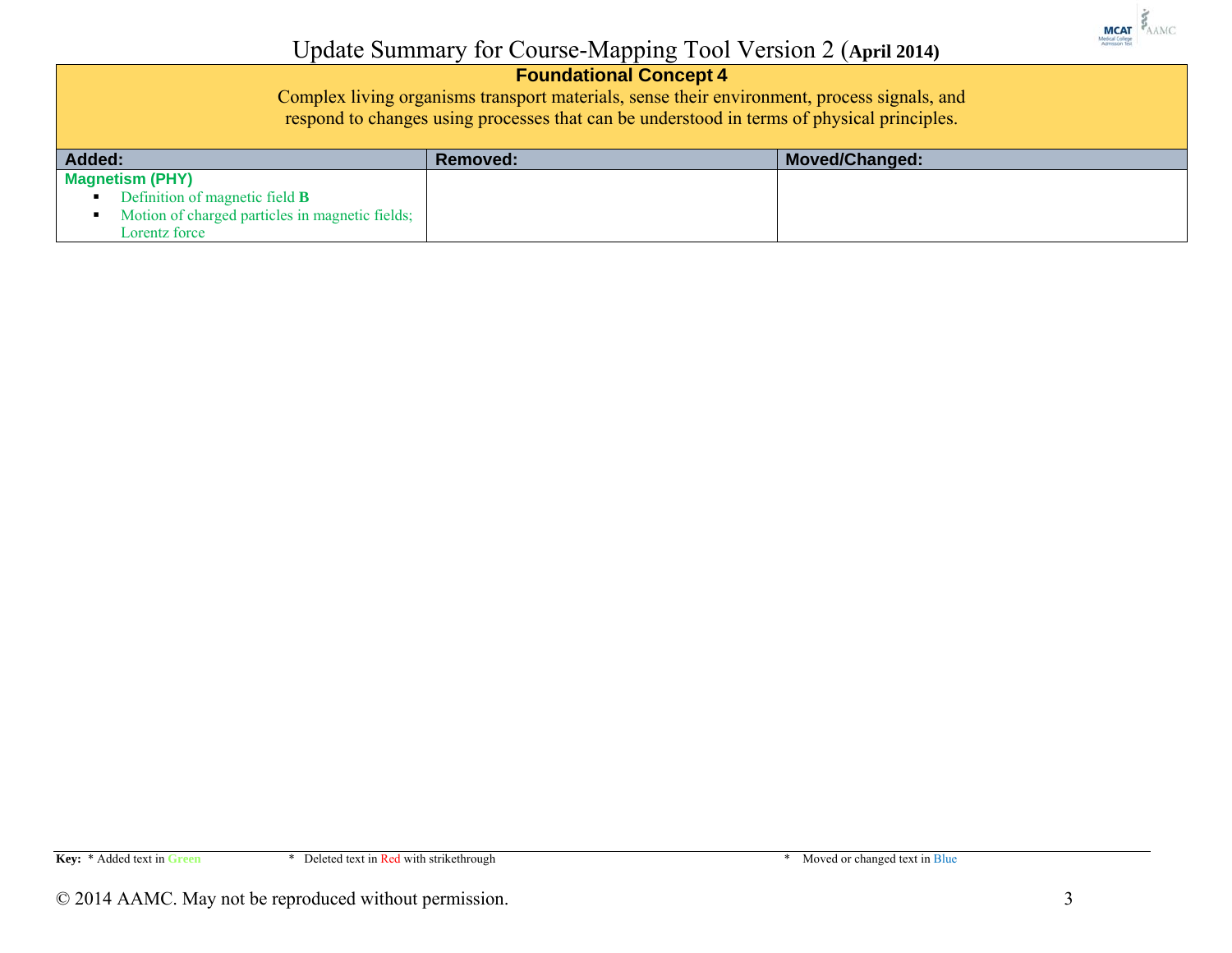# Update Summary for Course-Mapping Tool Version 2 (April 2014)

| **Foundational Concept 4**<br>Complex living organisms transport materials, sense their environment, process signals, and respond to changes using processes that can be understood in terms of physical principles. | | |
|---|---|---|
| **Added:** | **Removed:** | **Moved/Changed:** |
| **Magnetism (PHY)**<br>▪ Definition of magnetic field **B**<br>▪ Motion of charged particles in magnetic fields; Lorentz force | | |

**Key:** * Added text in Green * Deleted text in Red with strikethrough * Moved or changed text in Blue

© 2014 AAMC. May not be reproduced without permission.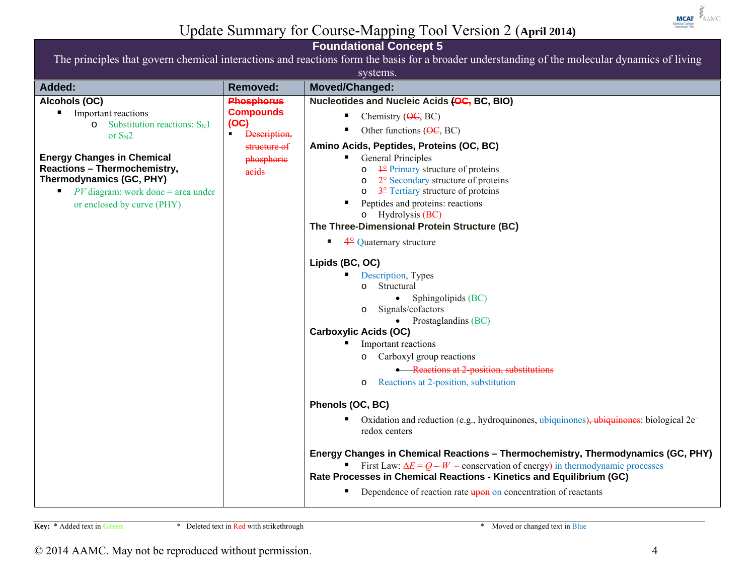# Update Summary for Course-Mapping Tool Version 2 (April 2014)

## Foundational Concept 5

The principles that govern chemical interactions and reactions form the basis for a broader understanding of the molecular dynamics of living systems.

| Added: | Removed: | Moved/Changed: |
|---|---|---|
| **Alcohols (OC)**<br>▪ Important reactions<br>o Substitution reactions: $S_N1$ or $S_N2$<br><br>**Energy Changes in Chemical Reactions – Thermochemistry, Thermodynamics (GC, PHY)**<br>▪ *PV* diagram: work done = area under or enclosed by curve (PHY) | ~~**Phosphorus Compounds (OC)**~~<br>▪ ~~Description, structure of phosphoric acids~~ | **Nucleotides and Nucleic Acids (~~OC,~~ BC, BIO)**<br>▪ Chemistry (~~OC~~, BC)<br>▪ Other functions (~~OC~~, BC)<br>**Amino Acids, Peptides, Proteins (OC, BC)**<br>▪ General Principles<br>o ~~1°~~ Primary structure of proteins<br>o ~~2°~~ Secondary structure of proteins<br>o ~~3°~~ Tertiary structure of proteins<br>▪ Peptides and proteins: reactions<br>o Hydrolysis (BC)<br>**The Three-Dimensional Protein Structure (BC)**<br>▪ 4° Quaternary structure<br><br>**Lipids (BC, OC)**<br>▪ Description, Types<br>o Structural<br>• Sphingolipids (BC)<br>o Signals/cofactors<br>• Prostaglandins (BC)<br>**Carboxylic Acids (OC)**<br>▪ Important reactions<br>o Carboxyl group reactions<br>• ~~Reactions at 2-position, substitutions~~<br>o Reactions at 2-position, substitution<br><br>**Phenols (OC, BC)**<br>▪ Oxidation and reduction (e.g., hydroquinones, ubiquinones)~~, ubiquinones~~: biological 2e⁻ redox centers<br><br>**Energy Changes in Chemical Reactions – Thermochemistry, Thermodynamics (GC, PHY)**<br>▪ First Law: ~~$\Delta E = Q - W$~~ – conservation of energy~~)~~ in thermodynamic processes<br>**Rate Processes in Chemical Reactions - Kinetics and Equilibrium (GC)**<br>▪ Dependence of reaction rate ~~upon~~ on concentration of reactants |

**Key:** * Added text in Green * Deleted text in Red with strikethrough * Moved or changed text in Blue

© 2014 AAMC. May not be reproduced without permission.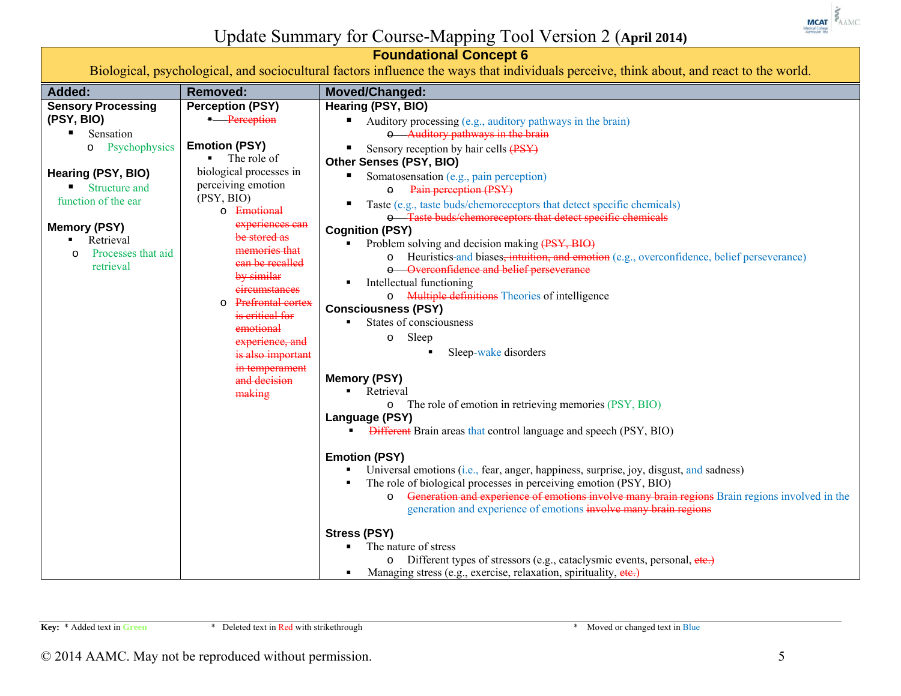# Update Summary for Course-Mapping Tool Version 2 (April 2014)

## Foundational Concept 6

Biological, psychological, and sociocultural factors influence the ways that individuals perceive, think about, and react to the world.

| Added: | Removed: | Moved/Changed: |
|---|---|---|
| **Sensory Processing (PSY, BIO)**<br>▪ Sensation<br>o Psychophysics<br><br>**Hearing (PSY, BIO)**<br>▪ Structure and function of the ear<br><br>**Memory (PSY)**<br>▪ Retrieval<br>o Processes that aid retrieval | **Perception (PSY)**<br>▪ ~~Perception~~<br><br>**Emotion (PSY)**<br>▪ The role of biological processes in perceiving emotion (PSY, BIO)<br>o ~~Emotional experiences can be stored as memories that can be recalled by similar circumstances~~<br>o ~~Prefrontal cortex is critical for emotional experience, and is also important in temperament and decision making~~ | **Hearing (PSY, BIO)**<br>▪ Auditory processing (e.g., auditory pathways in the brain)<br>o ~~Auditory pathways in the brain~~<br>▪ Sensory reception by hair cells ~~(PSY)~~<br>**Other Senses (PSY, BIO)**<br>▪ Somatosensation (e.g., pain perception)<br>o ~~Pain perception (PSY)~~<br>▪ Taste (e.g., taste buds/chemoreceptors that detect specific chemicals)<br>o ~~Taste buds/chemoreceptors that detect specific chemicals~~<br>**Cognition (PSY)**<br>▪ Problem solving and decision making ~~(PSY, BIO)~~<br>o Heuristics and biases~~, intuition, and emotion~~ (e.g., overconfidence, belief perseverance)<br>o ~~Overconfidence and belief perseverance~~<br>▪ Intellectual functioning<br>o ~~Multiple definitions~~ Theories of intelligence<br>**Consciousness (PSY)**<br>▪ States of consciousness<br>o Sleep<br>▪ Sleep-wake disorders<br><br>**Memory (PSY)**<br>▪ Retrieval<br>o The role of emotion in retrieving memories (PSY, BIO)<br>**Language (PSY)**<br>▪ ~~Different~~ Brain areas that control language and speech (PSY, BIO)<br><br>**Emotion (PSY)**<br>▪ Universal emotions (i.e., fear, anger, happiness, surprise, joy, disgust, and sadness)<br>▪ The role of biological processes in perceiving emotion (PSY, BIO)<br>o ~~Generation and experience of emotions involve many brain regions~~ Brain regions involved in the generation and experience of emotions ~~involve many brain regions~~<br><br>**Stress (PSY)**<br>▪ The nature of stress<br>o Different types of stressors (e.g., cataclysmic events, personal, ~~etc.~~)<br>▪ Managing stress (e.g., exercise, relaxation, spirituality, ~~etc.~~) |

**Key:** * Added text in Green * Deleted text in Red with strikethrough * Moved or changed text in Blue

© 2014 AAMC. May not be reproduced without permission.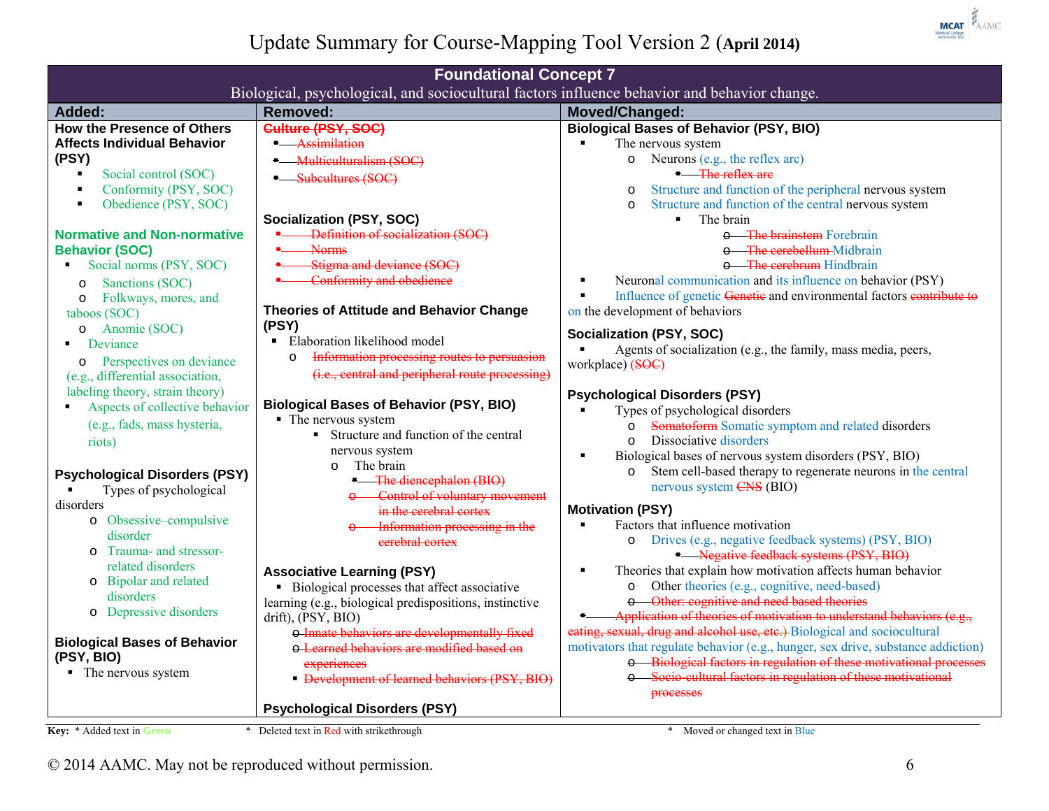# Update Summary for Course-Mapping Tool Version 2 (April 2014)

## Foundational Concept 7

Biological, psychological, and sociocultural factors influence behavior and behavior change.

### Added:

**How the Presence of Others Affects Individual Behavior (PSY)**
- Social control (SOC)
- Conformity (PSY, SOC)
- Obedience (PSY, SOC)

**Normative and Non-normative Behavior (SOC)**
- Social norms (PSY, SOC)
  - Sanctions (SOC)
  - Folkways, mores, and taboos (SOC)
  - Anomie (SOC)
- Deviance
  - Perspectives on deviance (e.g., differential association, labeling theory, strain theory)
- Aspects of collective behavior (e.g., fads, mass hysteria, riots)

**Psychological Disorders (PSY)**
- Types of psychological disorders
  - Obsessive–compulsive disorder
  - Trauma- and stressor-related disorders
  - Bipolar and related disorders
  - Depressive disorders

**Biological Bases of Behavior (PSY, BIO)**
- The nervous system

### Removed:

~~**Culture (PSY, SOC)**~~
- ~~Assimilation~~
- ~~Multiculturalism (SOC)~~
- ~~Subcultures (SOC)~~

**Socialization (PSY, SOC)**
- ~~Definition of socialization (SOC)~~
- ~~Norms~~
- ~~Stigma and deviance (SOC)~~
- ~~Conformity and obedience~~

**Theories of Attitude and Behavior Change (PSY)**
- Elaboration likelihood model
  - ~~Information processing routes to persuasion (i.e., central and peripheral route processing)~~

**Biological Bases of Behavior (PSY, BIO)**
- The nervous system
  - Structure and function of the central nervous system
    - The brain
      - ~~The diencephalon (BIO)~~
      - ~~Control of voluntary movement in the cerebral cortex~~
      - ~~Information processing in the cerebral cortex~~

**Associative Learning (PSY)**
- Biological processes that affect associative learning (e.g., biological predispositions, instinctive drift), (PSY, BIO)
  - ~~Innate behaviors are developmentally fixed~~
  - ~~Learned behaviors are modified based on experiences~~
  - ~~Development of learned behaviors (PSY, BIO)~~

**Psychological Disorders (PSY)**

### Moved/Changed:

**Biological Bases of Behavior (PSY, BIO)**
- The nervous system
  - Neurons (e.g., the reflex arc)
    - ~~The reflex arc~~
  - Structure and function of the peripheral nervous system
  - Structure and function of the central nervous system
    - The brain
      - ~~The brainstem~~ Forebrain
      - ~~The cerebellum~~ Midbrain
      - ~~The cerebrum~~ Hindbrain
- Neuronal communication and its influence on behavior (PSY)
- Influence of genetic ~~Genetic~~ and environmental factors ~~contribute to~~ on the development of behaviors

**Socialization (PSY, SOC)**
- Agents of socialization (e.g., the family, mass media, peers, workplace) ~~(SOC)~~

**Psychological Disorders (PSY)**
- Types of psychological disorders
  - ~~Somatoform~~ Somatic symptom and related disorders
  - Dissociative disorders
- Biological bases of nervous system disorders (PSY, BIO)
  - Stem cell-based therapy to regenerate neurons in the central nervous system ~~CNS~~ (BIO)

**Motivation (PSY)**
- Factors that influence motivation
  - Drives (e.g., negative feedback systems) (PSY, BIO)
    - ~~Negative feedback systems (PSY, BIO)~~
- Theories that explain how motivation affects human behavior
  - Other theories (e.g., cognitive, need-based)
  - ~~Other: cognitive and need based theories~~
- ~~Application of theories of motivation to understand behaviors (e.g., eating, sexual, drug and alcohol use, etc.)~~ Biological and sociocultural motivators that regulate behavior (e.g., hunger, sex drive, substance addiction)
  - ~~Biological factors in regulation of these motivational processes~~
  - ~~Socio-cultural factors in regulation of these motivational processes~~

**Key:** * Added text in Green * Deleted text in Red with strikethrough * Moved or changed text in Blue

© 2014 AAMC. May not be reproduced without permission.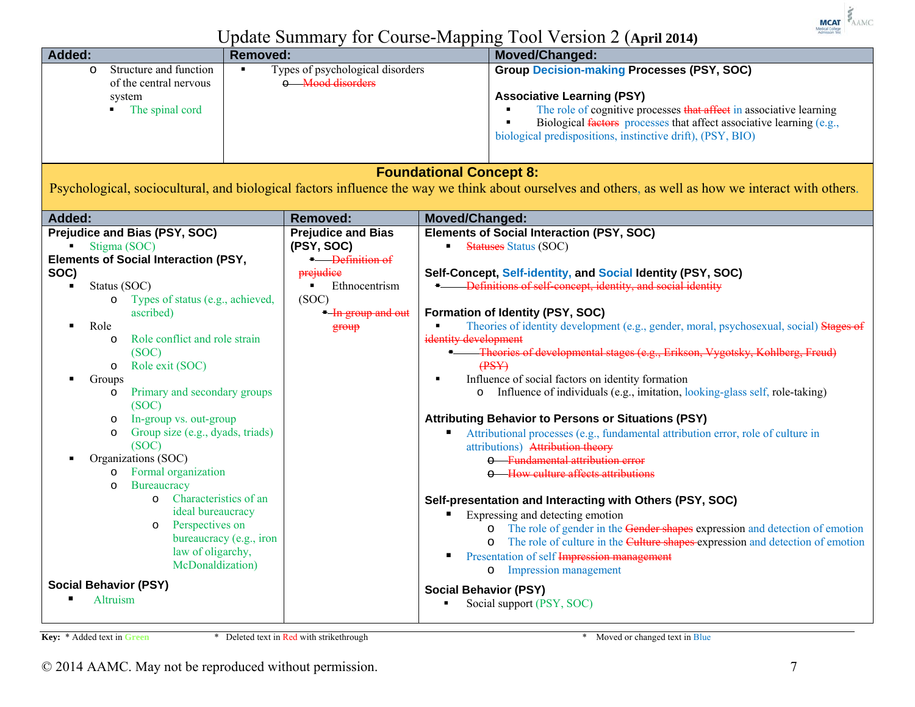# Update Summary for Course-Mapping Tool Version 2 (April 2014)

| Added: | Removed: | Moved/Changed: |
|---|---|---|
| o Structure and function of the central nervous system<br>▪ The spinal cord | ▪ Types of psychological disorders<br>o ~~Mood disorders~~ | **Group Decision-making Processes (PSY, SOC)**<br><br>**Associative Learning (PSY)**<br>▪ The role of cognitive processes ~~that affect~~ in associative learning<br>▪ Biological ~~factors~~ processes that affect associative learning (e.g., biological predispositions, instinctive drift), (PSY, BIO) |

## Foundational Concept 8:

Psychological, sociocultural, and biological factors influence the way we think about ourselves and others, as well as how we interact with others.

| Added: | Removed: | Moved/Changed: |
|---|---|---|
| **Prejudice and Bias (PSY, SOC)**<br>▪ Stigma (SOC)<br>**Elements of Social Interaction (PSY, SOC)**<br>▪ Status (SOC)<br>o Types of status (e.g., achieved, ascribed)<br>▪ Role<br>o Role conflict and role strain (SOC)<br>o Role exit (SOC)<br>▪ Groups<br>o Primary and secondary groups (SOC)<br>o In-group vs. out-group<br>o Group size (e.g., dyads, triads) (SOC)<br>▪ Organizations (SOC)<br>o Formal organization<br>o Bureaucracy<br>o Characteristics of an ideal bureaucracy<br>o Perspectives on bureaucracy (e.g., iron law of oligarchy, McDonaldization)<br><br>**Social Behavior (PSY)**<br>▪ Altruism | **Prejudice and Bias (PSY, SOC)**<br>▪ ~~Definition of prejudice~~<br>▪ Ethnocentrism (SOC)<br>▪ ~~In group and out group~~ | **Elements of Social Interaction (PSY, SOC)**<br>▪ ~~Statuses~~ Status (SOC)<br><br>**Self-Concept, Self-identity, and Social Identity (PSY, SOC)**<br>▪ ~~Definitions of self-concept, identity, and social identity~~<br><br>**Formation of Identity (PSY, SOC)**<br>▪ Theories of identity development (e.g., gender, moral, psychosexual, social) ~~Stages of identity development~~<br>▪ ~~Theories of developmental stages (e.g., Erikson, Vygotsky, Kohlberg, Freud) (PSY)~~<br>▪ Influence of social factors on identity formation<br>o Influence of individuals (e.g., imitation, looking-glass self, role-taking)<br><br>**Attributing Behavior to Persons or Situations (PSY)**<br>▪ Attributional processes (e.g., fundamental attribution error, role of culture in attributions) ~~Attribution theory~~<br>o ~~Fundamental attribution error~~<br>o ~~How culture affects attributions~~<br><br>**Self-presentation and Interacting with Others (PSY, SOC)**<br>▪ Expressing and detecting emotion<br>o The role of gender in the ~~Gender shapes~~ expression and detection of emotion<br>o The role of culture in the ~~Culture shapes~~ expression and detection of emotion<br>▪ Presentation of self ~~Impression management~~<br>o Impression management<br><br>**Social Behavior (PSY)**<br>▪ Social support (PSY, SOC) |

**Key:** * Added text in Green * Deleted text in Red with strikethrough * Moved or changed text in Blue

© 2014 AAMC. May not be reproduced without permission.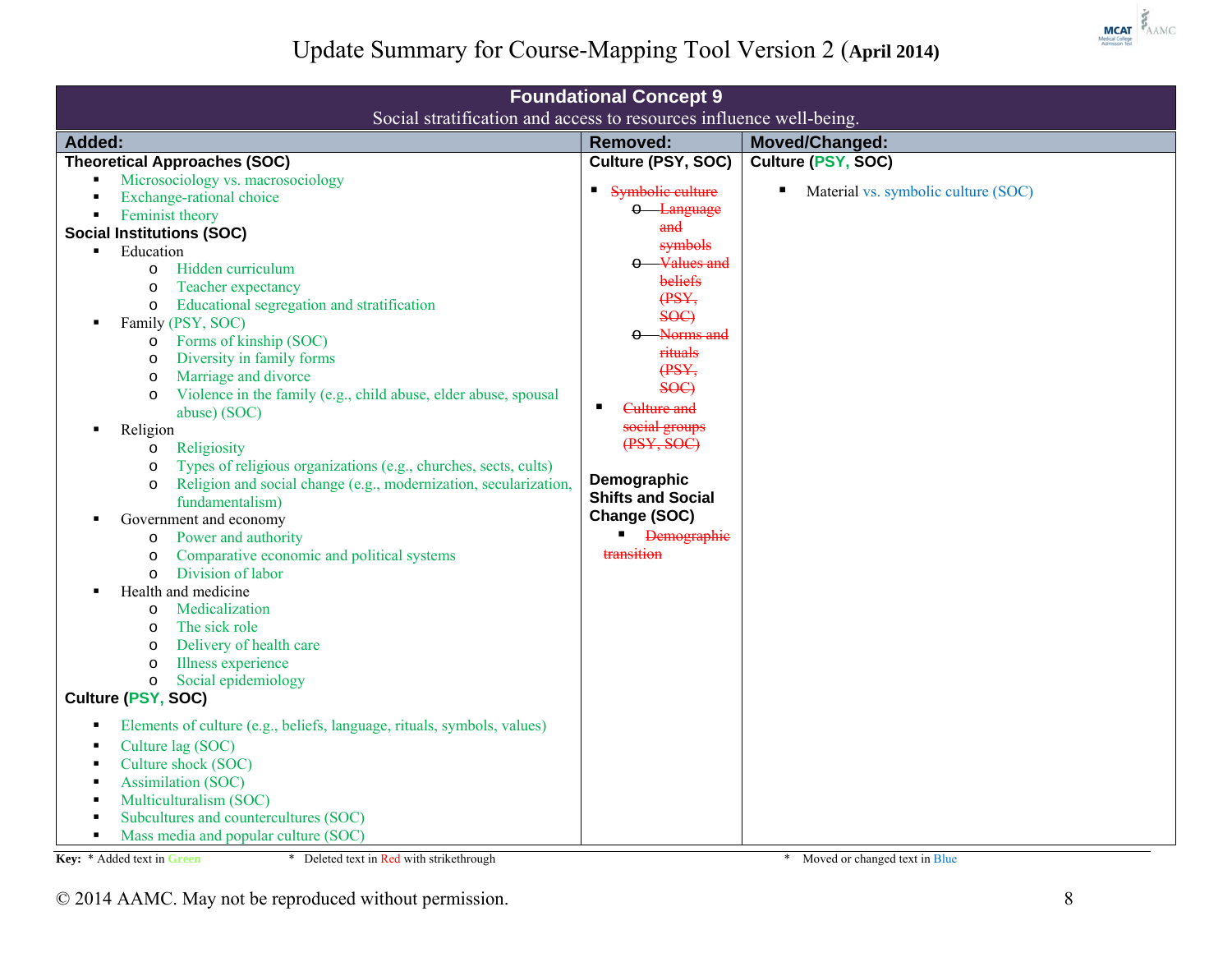# Update Summary for Course-Mapping Tool Version 2 (April 2014)

## Foundational Concept 9

Social stratification and access to resources influence well-being.

| Added: | Removed: | Moved/Changed: |
|---|---|---|
| **Theoretical Approaches (SOC)**<br>▪ Microsociology vs. macrosociology<br>▪ Exchange-rational choice<br>▪ Feminist theory<br>**Social Institutions (SOC)**<br>▪ Education<br>&nbsp;&nbsp;o Hidden curriculum<br>&nbsp;&nbsp;o Teacher expectancy<br>&nbsp;&nbsp;o Educational segregation and stratification<br>▪ Family (PSY, SOC)<br>&nbsp;&nbsp;o Forms of kinship (SOC)<br>&nbsp;&nbsp;o Diversity in family forms<br>&nbsp;&nbsp;o Marriage and divorce<br>&nbsp;&nbsp;o Violence in the family (e.g., child abuse, elder abuse, spousal abuse) (SOC)<br>▪ Religion<br>&nbsp;&nbsp;o Religiosity<br>&nbsp;&nbsp;o Types of religious organizations (e.g., churches, sects, cults)<br>&nbsp;&nbsp;o Religion and social change (e.g., modernization, secularization, fundamentalism)<br>▪ Government and economy<br>&nbsp;&nbsp;o Power and authority<br>&nbsp;&nbsp;o Comparative economic and political systems<br>&nbsp;&nbsp;o Division of labor<br>▪ Health and medicine<br>&nbsp;&nbsp;o Medicalization<br>&nbsp;&nbsp;o The sick role<br>&nbsp;&nbsp;o Delivery of health care<br>&nbsp;&nbsp;o Illness experience<br>&nbsp;&nbsp;o Social epidemiology<br>**Culture (PSY, SOC)**<br>▪ Elements of culture (e.g., beliefs, language, rituals, symbols, values)<br>▪ Culture lag (SOC)<br>▪ Culture shock (SOC)<br>▪ Assimilation (SOC)<br>▪ Multiculturalism (SOC)<br>▪ Subcultures and countercultures (SOC)<br>▪ Mass media and popular culture (SOC) | **Culture (PSY, SOC)**<br>▪ ~~Symbolic culture~~<br>&nbsp;&nbsp;o ~~Language and symbols~~<br>&nbsp;&nbsp;o ~~Values and beliefs (PSY, SOC)~~<br>&nbsp;&nbsp;o ~~Norms and rituals (PSY, SOC)~~<br>▪ ~~Culture and social groups (PSY, SOC)~~<br><br>**Demographic Shifts and Social Change (SOC)**<br>▪ ~~Demographic transition~~ | **Culture (PSY, SOC)**<br>▪ Material vs. symbolic culture (SOC) |

**Key:** * Added text in Green &nbsp;&nbsp; * Deleted text in Red with strikethrough &nbsp;&nbsp; * Moved or changed text in Blue

© 2014 AAMC. May not be reproduced without permission.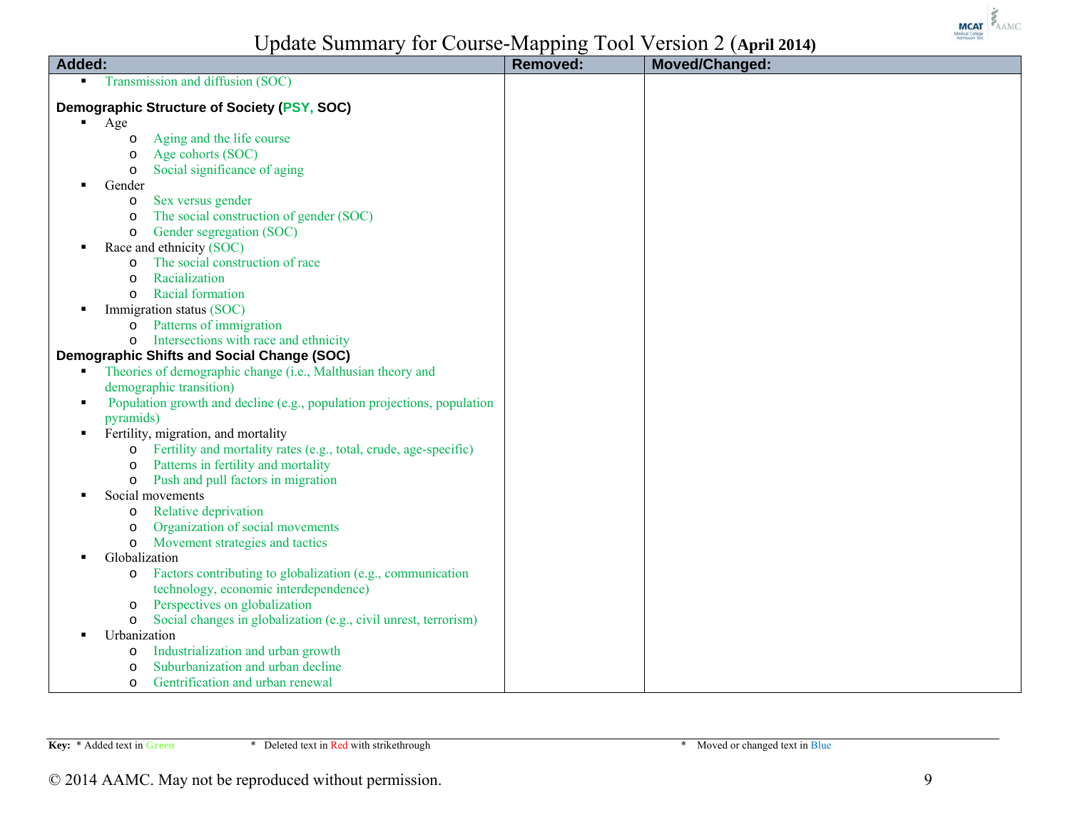# Update Summary for Course-Mapping Tool Version 2 (April 2014)

| Added: | Removed: | Moved/Changed: |
|---|---|---|
| ▪ Transmission and diffusion (SOC)<br><br>**Demographic Structure of Society (PSY, SOC)**<br>▪ Age<br>  o Aging and the life course<br>  o Age cohorts (SOC)<br>  o Social significance of aging<br>▪ Gender<br>  o Sex versus gender<br>  o The social construction of gender (SOC)<br>  o Gender segregation (SOC)<br>▪ Race and ethnicity (SOC)<br>  o The social construction of race<br>  o Racialization<br>  o Racial formation<br>▪ Immigration status (SOC)<br>  o Patterns of immigration<br>  o Intersections with race and ethnicity<br>**Demographic Shifts and Social Change (SOC)**<br>▪ Theories of demographic change (i.e., Malthusian theory and demographic transition)<br>▪ Population growth and decline (e.g., population projections, population pyramids)<br>▪ Fertility, migration, and mortality<br>  o Fertility and mortality rates (e.g., total, crude, age-specific)<br>  o Patterns in fertility and mortality<br>  o Push and pull factors in migration<br>▪ Social movements<br>  o Relative deprivation<br>  o Organization of social movements<br>  o Movement strategies and tactics<br>▪ Globalization<br>  o Factors contributing to globalization (e.g., communication technology, economic interdependence)<br>  o Perspectives on globalization<br>  o Social changes in globalization (e.g., civil unrest, terrorism)<br>▪ Urbanization<br>  o Industrialization and urban growth<br>  o Suburbanization and urban decline<br>  o Gentrification and urban renewal | | |

**Key:** * Added text in Green   * Deleted text in Red with strikethrough   * Moved or changed text in Blue

© 2014 AAMC. May not be reproduced without permission.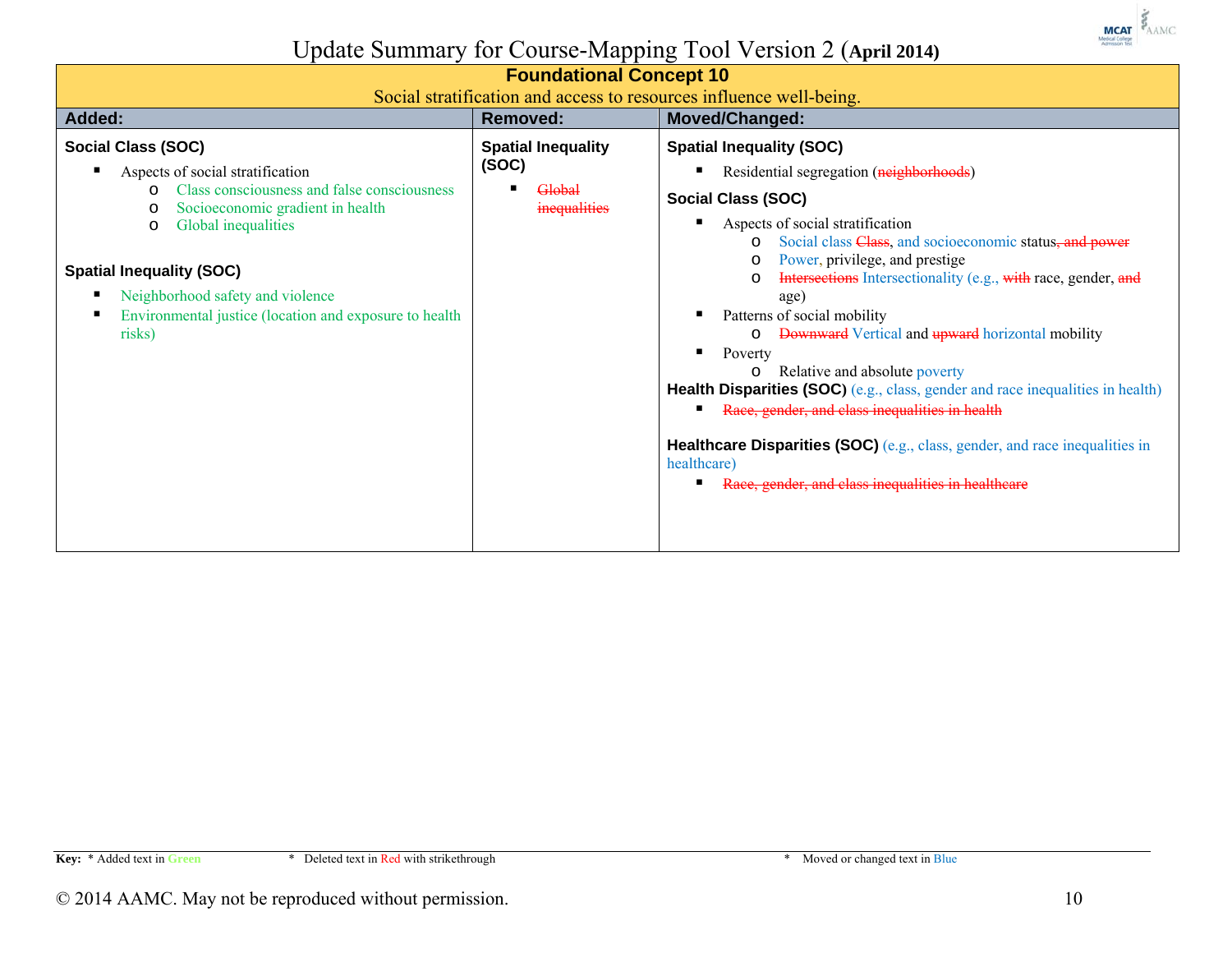# Update Summary for Course-Mapping Tool Version 2 (April 2014)

| Foundational Concept 10<br>Social stratification and access to resources influence well-being. | | |
|---|---|---|
| **Added:** | **Removed:** | **Moved/Changed:** |
| **Social Class (SOC)**<br>▪ Aspects of social stratification<br>  o Class consciousness and false consciousness<br>  o Socioeconomic gradient in health<br>  o Global inequalities<br><br>**Spatial Inequality (SOC)**<br>▪ Neighborhood safety and violence<br>▪ Environmental justice (location and exposure to health risks) | **Spatial Inequality (SOC)**<br>▪ ~~Global inequalities~~ | **Spatial Inequality (SOC)**<br>▪ Residential segregation (~~neighborhoods~~)<br><br>**Social Class (SOC)**<br>▪ Aspects of social stratification<br>  o Social class ~~Class~~, and socioeconomic status~~, and power~~<br>  o Power, privilege, and prestige<br>  o ~~Intersections~~ Intersectionality (e.g., ~~with~~ race, gender, ~~and~~ age)<br>▪ Patterns of social mobility<br>  o ~~Downward~~ Vertical and ~~upward~~ horizontal mobility<br>▪ Poverty<br>  o Relative and absolute poverty<br>**Health Disparities (SOC)** (e.g., class, gender and race inequalities in health)<br>▪ ~~Race, gender, and class inequalities in health~~<br><br>**Healthcare Disparities (SOC)** (e.g., class, gender, and race inequalities in healthcare)<br>▪ ~~Race, gender, and class inequalities in healthcare~~ |

**Key:** * Added text in Green  * Deleted text in Red with strikethrough  * Moved or changed text in Blue

© 2014 AAMC. May not be reproduced without permission.